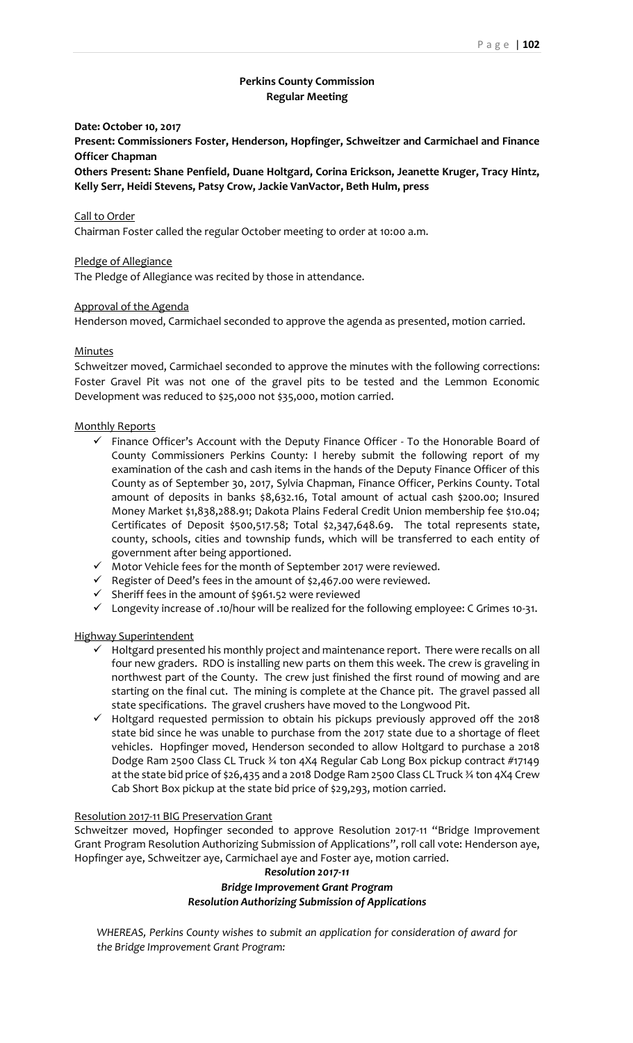## Perkins County Commission
### Regular Meeting

**Date: October 10, 2017**

**Present: Commissioners Foster, Henderson, Hopfinger, Schweitzer and Carmichael and Finance Officer Chapman**

**Others Present: Shane Penfield, Duane Holtgard, Corina Erickson, Jeanette Kruger, Tracy Hintz, Kelly Serr, Heidi Stevens, Patsy Crow, Jackie VanVactor, Beth Hulm, press**

Call to Order

Chairman Foster called the regular October meeting to order at 10:00 a.m.

Pledge of Allegiance

The Pledge of Allegiance was recited by those in attendance.

Approval of the Agenda

Henderson moved, Carmichael seconded to approve the agenda as presented, motion carried.

Minutes

Schweitzer moved, Carmichael seconded to approve the minutes with the following corrections: Foster Gravel Pit was not one of the gravel pits to be tested and the Lemmon Economic Development was reduced to $25,000 not $35,000, motion carried.

Monthly Reports

- ✓ Finance Officer's Account with the Deputy Finance Officer - To the Honorable Board of County Commissioners Perkins County: I hereby submit the following report of my examination of the cash and cash items in the hands of the Deputy Finance Officer of this County as of September 30, 2017, Sylvia Chapman, Finance Officer, Perkins County. Total amount of deposits in banks $8,632.16, Total amount of actual cash $200.00; Insured Money Market $1,838,288.91; Dakota Plains Federal Credit Union membership fee $10.04; Certificates of Deposit $500,517.58; Total $2,347,648.69. The total represents state, county, schools, cities and township funds, which will be transferred to each entity of government after being apportioned.
- ✓ Motor Vehicle fees for the month of September 2017 were reviewed.
- ✓ Register of Deed's fees in the amount of $2,467.00 were reviewed.
- ✓ Sheriff fees in the amount of $961.52 were reviewed
- ✓ Longevity increase of .10/hour will be realized for the following employee: C Grimes 10-31.

Highway Superintendent

- ✓ Holtgard presented his monthly project and maintenance report. There were recalls on all four new graders. RDO is installing new parts on them this week. The crew is graveling in northwest part of the County. The crew just finished the first round of mowing and are starting on the final cut. The mining is complete at the Chance pit. The gravel passed all state specifications. The gravel crushers have moved to the Longwood Pit.
- ✓ Holtgard requested permission to obtain his pickups previously approved off the 2018 state bid since he was unable to purchase from the 2017 state due to a shortage of fleet vehicles. Hopfinger moved, Henderson seconded to allow Holtgard to purchase a 2018 Dodge Ram 2500 Class CL Truck ¾ ton 4X4 Regular Cab Long Box pickup contract #17149 at the state bid price of $26,435 and a 2018 Dodge Ram 2500 Class CL Truck ¾ ton 4X4 Crew Cab Short Box pickup at the state bid price of $29,293, motion carried.

Resolution 2017-11 BIG Preservation Grant

Schweitzer moved, Hopfinger seconded to approve Resolution 2017-11 "Bridge Improvement Grant Program Resolution Authorizing Submission of Applications", roll call vote: Henderson aye, Hopfinger aye, Schweitzer aye, Carmichael aye and Foster aye, motion carried.

***Resolution 2017-11***

***Bridge Improvement Grant Program***

***Resolution Authorizing Submission of Applications***

*WHEREAS, Perkins County wishes to submit an application for consideration of award for the Bridge Improvement Grant Program:*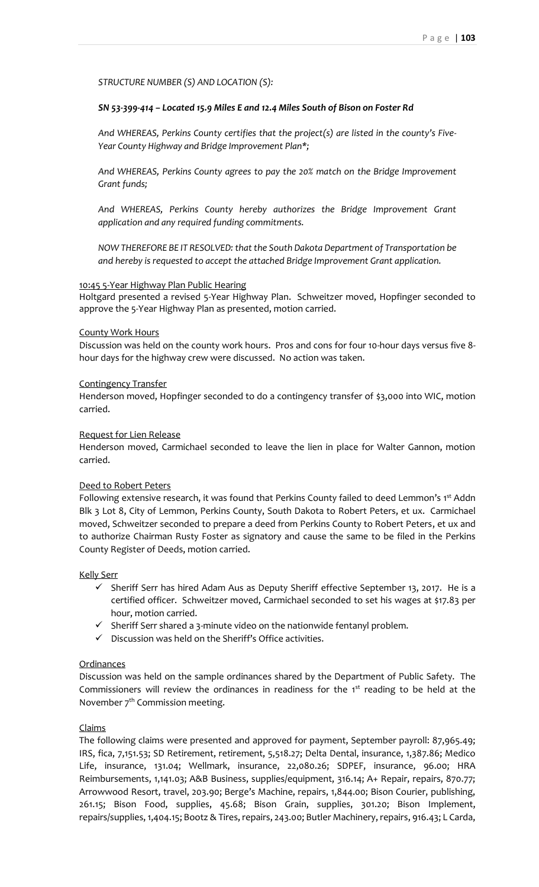*STRUCTURE NUMBER (S) AND LOCATION (S):*

***SN 53-399-414 – Located 15.9 Miles E and 12.4 Miles South of Bison on Foster Rd***

*And WHEREAS, Perkins County certifies that the project(s) are listed in the county's Five-Year County Highway and Bridge Improvement Plan*;*

*And WHEREAS, Perkins County agrees to pay the 20% match on the Bridge Improvement Grant funds;*

*And WHEREAS, Perkins County hereby authorizes the Bridge Improvement Grant application and any required funding commitments.*

*NOW THEREFORE BE IT RESOLVED: that the South Dakota Department of Transportation be and hereby is requested to accept the attached Bridge Improvement Grant application.*

10:45 5-Year Highway Plan Public Hearing

Holtgard presented a revised 5-Year Highway Plan. Schweitzer moved, Hopfinger seconded to approve the 5-Year Highway Plan as presented, motion carried.

County Work Hours

Discussion was held on the county work hours. Pros and cons for four 10-hour days versus five 8-hour days for the highway crew were discussed. No action was taken.

Contingency Transfer

Henderson moved, Hopfinger seconded to do a contingency transfer of $3,000 into WIC, motion carried.

Request for Lien Release

Henderson moved, Carmichael seconded to leave the lien in place for Walter Gannon, motion carried.

Deed to Robert Peters

Following extensive research, it was found that Perkins County failed to deed Lemmon's 1st Addn Blk 3 Lot 8, City of Lemmon, Perkins County, South Dakota to Robert Peters, et ux. Carmichael moved, Schweitzer seconded to prepare a deed from Perkins County to Robert Peters, et ux and to authorize Chairman Rusty Foster as signatory and cause the same to be filed in the Perkins County Register of Deeds, motion carried.

Kelly Serr

- ✓ Sheriff Serr has hired Adam Aus as Deputy Sheriff effective September 13, 2017. He is a certified officer. Schweitzer moved, Carmichael seconded to set his wages at $17.83 per hour, motion carried.
- ✓ Sheriff Serr shared a 3-minute video on the nationwide fentanyl problem.
- ✓ Discussion was held on the Sheriff's Office activities.

Ordinances

Discussion was held on the sample ordinances shared by the Department of Public Safety. The Commissioners will review the ordinances in readiness for the 1st reading to be held at the November 7th Commission meeting.

Claims

The following claims were presented and approved for payment, September payroll: 87,965.49; IRS, fica, 7,151.53; SD Retirement, retirement, 5,518.27; Delta Dental, insurance, 1,387.86; Medico Life, insurance, 131.04; Wellmark, insurance, 22,080.26; SDPEF, insurance, 96.00; HRA Reimbursements, 1,141.03; A&B Business, supplies/equipment, 316.14; A+ Repair, repairs, 870.77; Arrowwood Resort, travel, 203.90; Berge's Machine, repairs, 1,844.00; Bison Courier, publishing, 261.15; Bison Food, supplies, 45.68; Bison Grain, supplies, 301.20; Bison Implement, repairs/supplies, 1,404.15; Bootz & Tires, repairs, 243.00; Butler Machinery, repairs, 916.43; L Carda,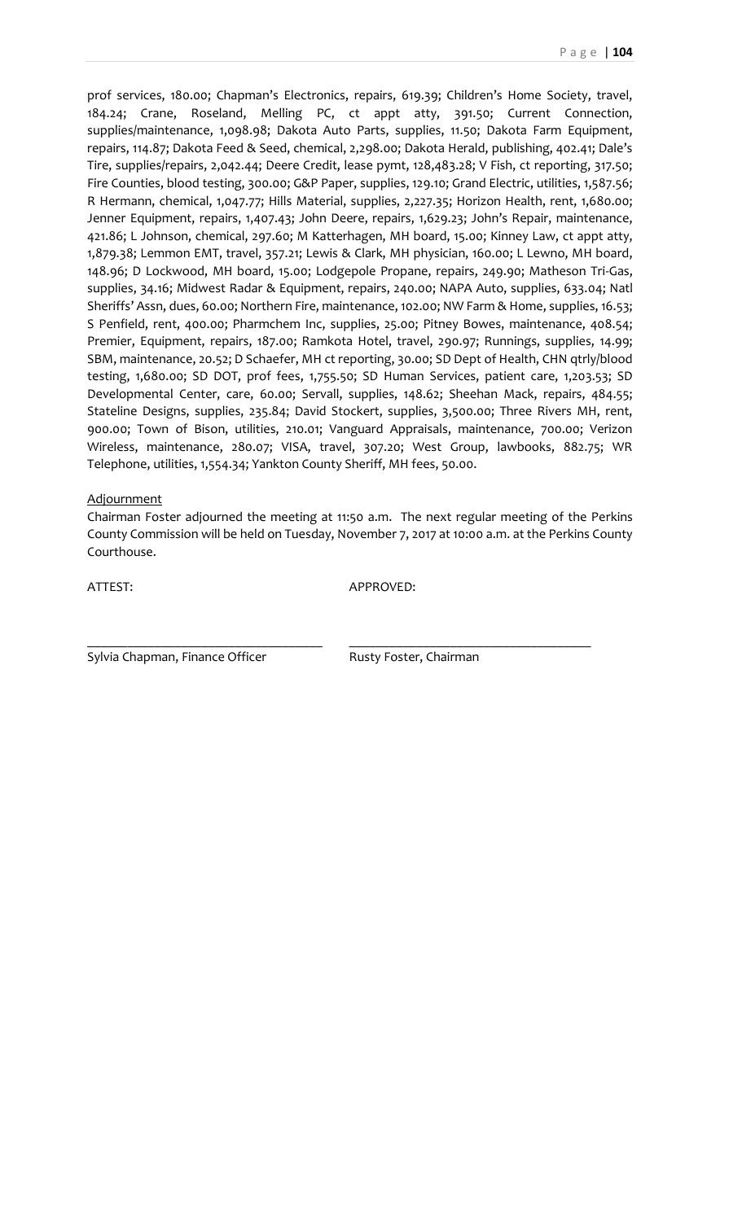prof services, 180.00; Chapman's Electronics, repairs, 619.39; Children's Home Society, travel, 184.24; Crane, Roseland, Melling PC, ct appt atty, 391.50; Current Connection, supplies/maintenance, 1,098.98; Dakota Auto Parts, supplies, 11.50; Dakota Farm Equipment, repairs, 114.87; Dakota Feed & Seed, chemical, 2,298.00; Dakota Herald, publishing, 402.41; Dale's Tire, supplies/repairs, 2,042.44; Deere Credit, lease pymt, 128,483.28; V Fish, ct reporting, 317.50; Fire Counties, blood testing, 300.00; G&P Paper, supplies, 129.10; Grand Electric, utilities, 1,587.56; R Hermann, chemical, 1,047.77; Hills Material, supplies, 2,227.35; Horizon Health, rent, 1,680.00; Jenner Equipment, repairs, 1,407.43; John Deere, repairs, 1,629.23; John's Repair, maintenance, 421.86; L Johnson, chemical, 297.60; M Katterhagen, MH board, 15.00; Kinney Law, ct appt atty, 1,879.38; Lemmon EMT, travel, 357.21; Lewis & Clark, MH physician, 160.00; L Lewno, MH board, 148.96; D Lockwood, MH board, 15.00; Lodgepole Propane, repairs, 249.90; Matheson Tri-Gas, supplies, 34.16; Midwest Radar & Equipment, repairs, 240.00; NAPA Auto, supplies, 633.04; Natl Sheriffs' Assn, dues, 60.00; Northern Fire, maintenance, 102.00; NW Farm & Home, supplies, 16.53; S Penfield, rent, 400.00; Pharmchem Inc, supplies, 25.00; Pitney Bowes, maintenance, 408.54; Premier, Equipment, repairs, 187.00; Ramkota Hotel, travel, 290.97; Runnings, supplies, 14.99; SBM, maintenance, 20.52; D Schaefer, MH ct reporting, 30.00; SD Dept of Health, CHN qtrly/blood testing, 1,680.00; SD DOT, prof fees, 1,755.50; SD Human Services, patient care, 1,203.53; SD Developmental Center, care, 60.00; Servall, supplies, 148.62; Sheehan Mack, repairs, 484.55; Stateline Designs, supplies, 235.84; David Stockert, supplies, 3,500.00; Three Rivers MH, rent, 900.00; Town of Bison, utilities, 210.01; Vanguard Appraisals, maintenance, 700.00; Verizon Wireless, maintenance, 280.07; VISA, travel, 307.20; West Group, lawbooks, 882.75; WR Telephone, utilities, 1,554.34; Yankton County Sheriff, MH fees, 50.00.

Adjournment

Chairman Foster adjourned the meeting at 11:50 a.m. The next regular meeting of the Perkins County Commission will be held on Tuesday, November 7, 2017 at 10:00 a.m. at the Perkins County Courthouse.

ATTEST: APPROVED:

_________________________________ _________________________________

Sylvia Chapman, Finance Officer Rusty Foster, Chairman